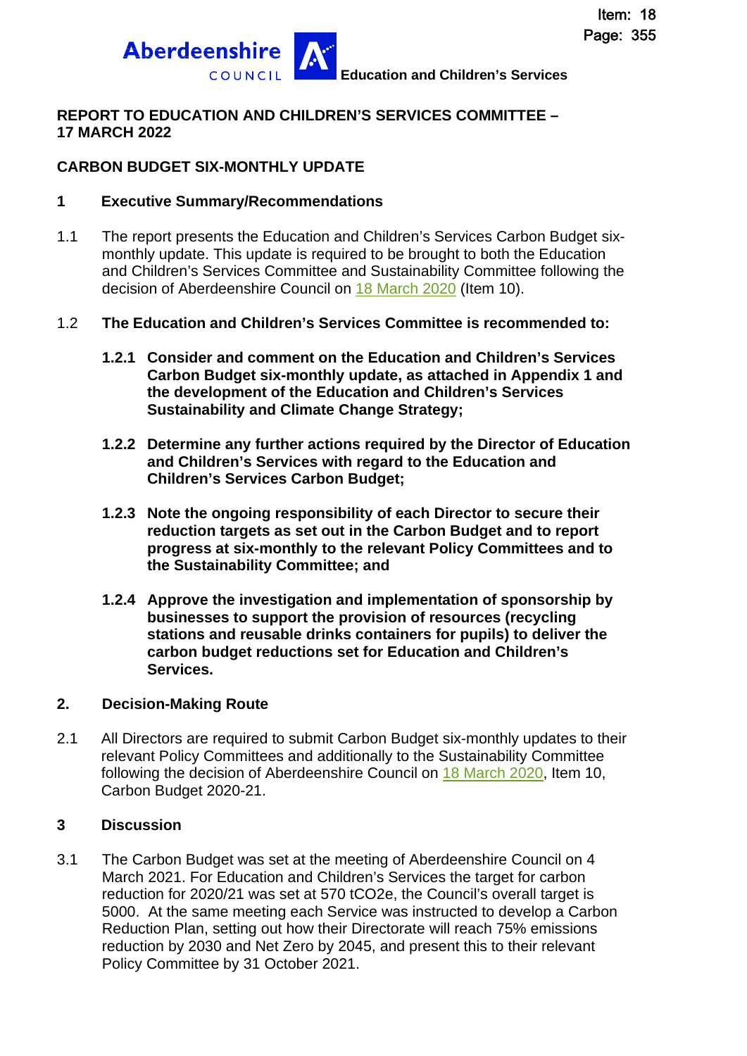Education and Children's Services

**REPORT TO EDUCATION AND CHILDREN'S SERVICES COMMITTEE – 17 MARCH 2022**

**CARBON BUDGET SIX-MONTHLY UPDATE**

## 1 Executive Summary/Recommendations

1.1 The report presents the Education and Children's Services Carbon Budget six-monthly update. This update is required to be brought to both the Education and Children's Services Committee and Sustainability Committee following the decision of Aberdeenshire Council on 18 March 2020 (Item 10).

1.2 **The Education and Children's Services Committee is recommended to:**

**1.2.1 Consider and comment on the Education and Children's Services Carbon Budget six-monthly update, as attached in Appendix 1 and the development of the Education and Children's Services Sustainability and Climate Change Strategy;**

**1.2.2 Determine any further actions required by the Director of Education and Children's Services with regard to the Education and Children's Services Carbon Budget;**

**1.2.3 Note the ongoing responsibility of each Director to secure their reduction targets as set out in the Carbon Budget and to report progress at six-monthly to the relevant Policy Committees and to the Sustainability Committee; and**

**1.2.4 Approve the investigation and implementation of sponsorship by businesses to support the provision of resources (recycling stations and reusable drinks containers for pupils) to deliver the carbon budget reductions set for Education and Children's Services.**

## 2. Decision-Making Route

2.1 All Directors are required to submit Carbon Budget six-monthly updates to their relevant Policy Committees and additionally to the Sustainability Committee following the decision of Aberdeenshire Council on 18 March 2020, Item 10, Carbon Budget 2020-21.

## 3 Discussion

3.1 The Carbon Budget was set at the meeting of Aberdeenshire Council on 4 March 2021. For Education and Children's Services the target for carbon reduction for 2020/21 was set at 570 tCO2e, the Council's overall target is 5000. At the same meeting each Service was instructed to develop a Carbon Reduction Plan, setting out how their Directorate will reach 75% emissions reduction by 2030 and Net Zero by 2045, and present this to their relevant Policy Committee by 31 October 2021.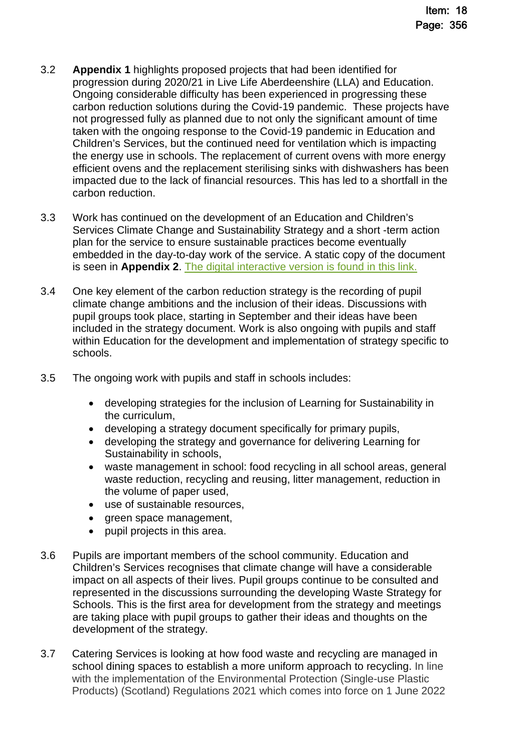3.2 **Appendix 1** highlights proposed projects that had been identified for progression during 2020/21 in Live Life Aberdeenshire (LLA) and Education. Ongoing considerable difficulty has been experienced in progressing these carbon reduction solutions during the Covid-19 pandemic. These projects have not progressed fully as planned due to not only the significant amount of time taken with the ongoing response to the Covid-19 pandemic in Education and Children's Services, but the continued need for ventilation which is impacting the energy use in schools. The replacement of current ovens with more energy efficient ovens and the replacement sterilising sinks with dishwashers has been impacted due to the lack of financial resources. This has led to a shortfall in the carbon reduction.

3.3 Work has continued on the development of an Education and Children's Services Climate Change and Sustainability Strategy and a short -term action plan for the service to ensure sustainable practices become eventually embedded in the day-to-day work of the service. A static copy of the document is seen in **Appendix 2**. The digital interactive version is found in this link.

3.4 One key element of the carbon reduction strategy is the recording of pupil climate change ambitions and the inclusion of their ideas. Discussions with pupil groups took place, starting in September and their ideas have been included in the strategy document. Work is also ongoing with pupils and staff within Education for the development and implementation of strategy specific to schools.

3.5 The ongoing work with pupils and staff in schools includes:

- developing strategies for the inclusion of Learning for Sustainability in the curriculum,
- developing a strategy document specifically for primary pupils,
- developing the strategy and governance for delivering Learning for Sustainability in schools,
- waste management in school: food recycling in all school areas, general waste reduction, recycling and reusing, litter management, reduction in the volume of paper used,
- use of sustainable resources,
- green space management,
- pupil projects in this area.

3.6 Pupils are important members of the school community. Education and Children's Services recognises that climate change will have a considerable impact on all aspects of their lives. Pupil groups continue to be consulted and represented in the discussions surrounding the developing Waste Strategy for Schools. This is the first area for development from the strategy and meetings are taking place with pupil groups to gather their ideas and thoughts on the development of the strategy.

3.7 Catering Services is looking at how food waste and recycling are managed in school dining spaces to establish a more uniform approach to recycling. In line with the implementation of the Environmental Protection (Single-use Plastic Products) (Scotland) Regulations 2021 which comes into force on 1 June 2022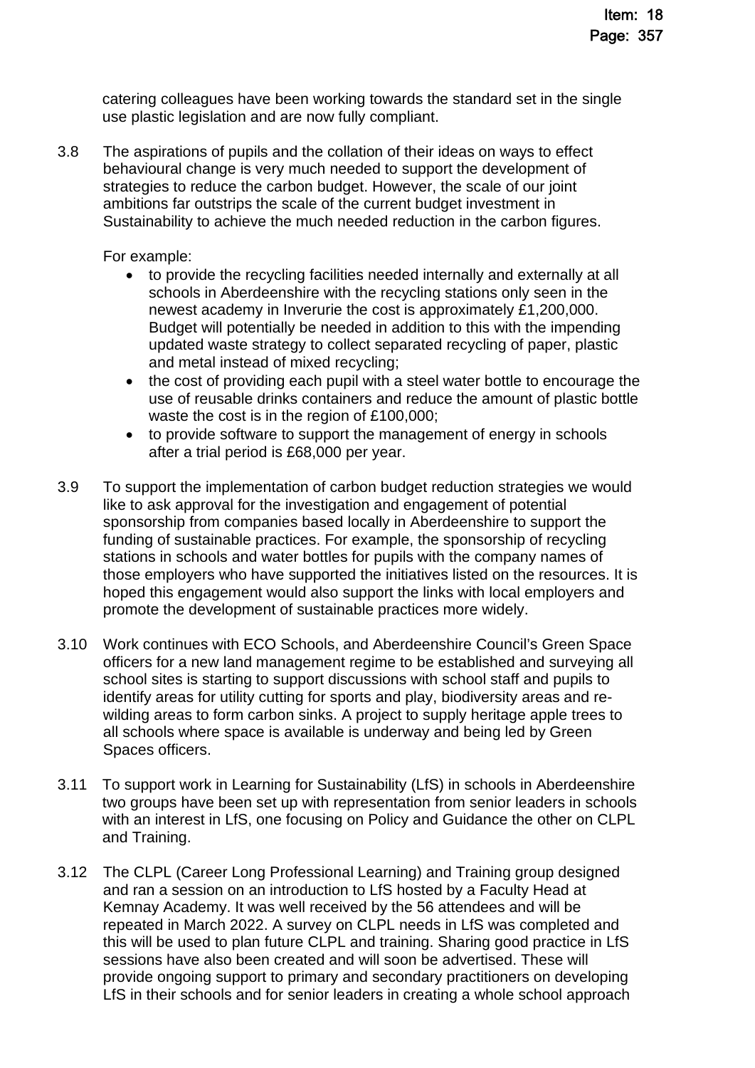catering colleagues have been working towards the standard set in the single use plastic legislation and are now fully compliant.

3.8 The aspirations of pupils and the collation of their ideas on ways to effect behavioural change is very much needed to support the development of strategies to reduce the carbon budget. However, the scale of our joint ambitions far outstrips the scale of the current budget investment in Sustainability to achieve the much needed reduction in the carbon figures.

For example:

- to provide the recycling facilities needed internally and externally at all schools in Aberdeenshire with the recycling stations only seen in the newest academy in Inverurie the cost is approximately £1,200,000. Budget will potentially be needed in addition to this with the impending updated waste strategy to collect separated recycling of paper, plastic and metal instead of mixed recycling;
- the cost of providing each pupil with a steel water bottle to encourage the use of reusable drinks containers and reduce the amount of plastic bottle waste the cost is in the region of £100,000;
- to provide software to support the management of energy in schools after a trial period is £68,000 per year.

3.9 To support the implementation of carbon budget reduction strategies we would like to ask approval for the investigation and engagement of potential sponsorship from companies based locally in Aberdeenshire to support the funding of sustainable practices. For example, the sponsorship of recycling stations in schools and water bottles for pupils with the company names of those employers who have supported the initiatives listed on the resources. It is hoped this engagement would also support the links with local employers and promote the development of sustainable practices more widely.

3.10 Work continues with ECO Schools, and Aberdeenshire Council's Green Space officers for a new land management regime to be established and surveying all school sites is starting to support discussions with school staff and pupils to identify areas for utility cutting for sports and play, biodiversity areas and re-wilding areas to form carbon sinks. A project to supply heritage apple trees to all schools where space is available is underway and being led by Green Spaces officers.

3.11 To support work in Learning for Sustainability (LfS) in schools in Aberdeenshire two groups have been set up with representation from senior leaders in schools with an interest in LfS, one focusing on Policy and Guidance the other on CLPL and Training.

3.12 The CLPL (Career Long Professional Learning) and Training group designed and ran a session on an introduction to LfS hosted by a Faculty Head at Kemnay Academy. It was well received by the 56 attendees and will be repeated in March 2022. A survey on CLPL needs in LfS was completed and this will be used to plan future CLPL and training. Sharing good practice in LfS sessions have also been created and will soon be advertised. These will provide ongoing support to primary and secondary practitioners on developing LfS in their schools and for senior leaders in creating a whole school approach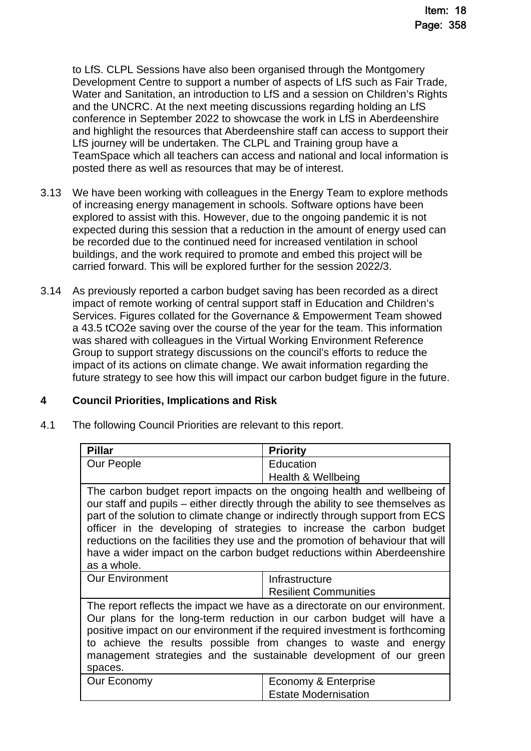to LfS. CLPL Sessions have also been organised through the Montgomery Development Centre to support a number of aspects of LfS such as Fair Trade, Water and Sanitation, an introduction to LfS and a session on Children's Rights and the UNCRC. At the next meeting discussions regarding holding an LfS conference in September 2022 to showcase the work in LfS in Aberdeenshire and highlight the resources that Aberdeenshire staff can access to support their LfS journey will be undertaken. The CLPL and Training group have a TeamSpace which all teachers can access and national and local information is posted there as well as resources that may be of interest.

3.13 We have been working with colleagues in the Energy Team to explore methods of increasing energy management in schools. Software options have been explored to assist with this. However, due to the ongoing pandemic it is not expected during this session that a reduction in the amount of energy used can be recorded due to the continued need for increased ventilation in school buildings, and the work required to promote and embed this project will be carried forward. This will be explored further for the session 2022/3.

3.14 As previously reported a carbon budget saving has been recorded as a direct impact of remote working of central support staff in Education and Children's Services. Figures collated for the Governance & Empowerment Team showed a 43.5 tCO2e saving over the course of the year for the team. This information was shared with colleagues in the Virtual Working Environment Reference Group to support strategy discussions on the council's efforts to reduce the impact of its actions on climate change. We await information regarding the future strategy to see how this will impact our carbon budget figure in the future.

## 4 Council Priorities, Implications and Risk

4.1 The following Council Priorities are relevant to this report.

| Pillar | Priority |
|---|---|
| Our People | Education<br>Health & Wellbeing |
| The carbon budget report impacts on the ongoing health and wellbeing of our staff and pupils – either directly through the ability to see themselves as part of the solution to climate change or indirectly through support from ECS officer in the developing of strategies to increase the carbon budget reductions on the facilities they use and the promotion of behaviour that will have a wider impact on the carbon budget reductions within Aberdeenshire as a whole. | |
| Our Environment | Infrastructure<br>Resilient Communities |
| The report reflects the impact we have as a directorate on our environment. Our plans for the long-term reduction in our carbon budget will have a positive impact on our environment if the required investment is forthcoming to achieve the results possible from changes to waste and energy management strategies and the sustainable development of our green spaces. | |
| Our Economy | Economy & Enterprise<br>Estate Modernisation |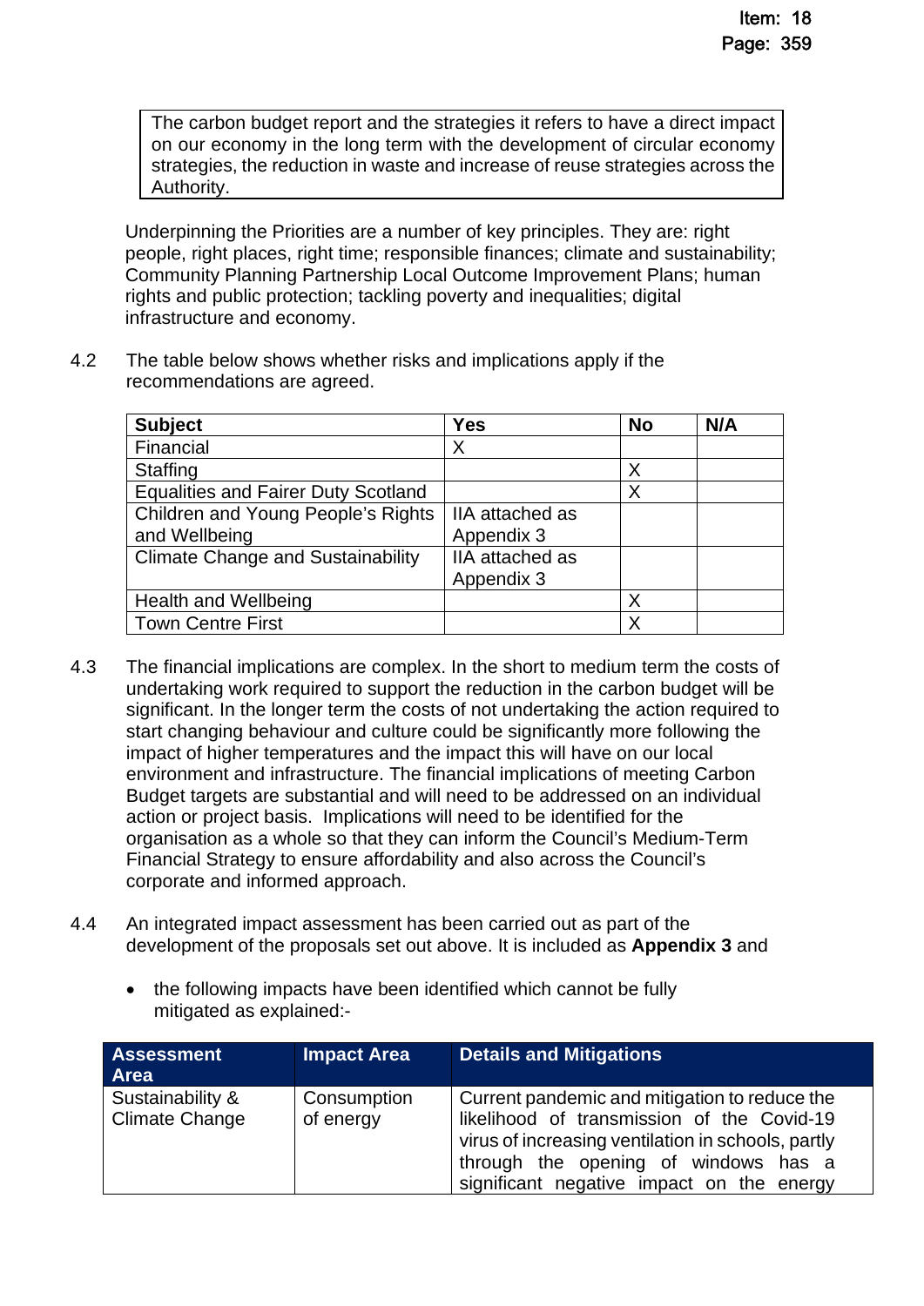| The carbon budget report and the strategies it refers to have a direct impact on our economy in the long term with the development of circular economy strategies, the reduction in waste and increase of reuse strategies across the Authority. |
|---|

Underpinning the Priorities are a number of key principles. They are: right people, right places, right time; responsible finances; climate and sustainability; Community Planning Partnership Local Outcome Improvement Plans; human rights and public protection; tackling poverty and inequalities; digital infrastructure and economy.

4.2 The table below shows whether risks and implications apply if the recommendations are agreed.

| Subject | Yes | No | N/A |
|---|---|---|---|
| Financial | X | | |
| Staffing | | X | |
| Equalities and Fairer Duty Scotland | | X | |
| Children and Young People's Rights and Wellbeing | IIA attached as Appendix 3 | | |
| Climate Change and Sustainability | IIA attached as Appendix 3 | | |
| Health and Wellbeing | | X | |
| Town Centre First | | X | |

4.3 The financial implications are complex. In the short to medium term the costs of undertaking work required to support the reduction in the carbon budget will be significant. In the longer term the costs of not undertaking the action required to start changing behaviour and culture could be significantly more following the impact of higher temperatures and the impact this will have on our local environment and infrastructure. The financial implications of meeting Carbon Budget targets are substantial and will need to be addressed on an individual action or project basis. Implications will need to be identified for the organisation as a whole so that they can inform the Council's Medium-Term Financial Strategy to ensure affordability and also across the Council's corporate and informed approach.

4.4 An integrated impact assessment has been carried out as part of the development of the proposals set out above. It is included as **Appendix 3** and

- the following impacts have been identified which cannot be fully mitigated as explained:-

| Assessment Area | Impact Area | Details and Mitigations |
|---|---|---|
| Sustainability & Climate Change | Consumption of energy | Current pandemic and mitigation to reduce the likelihood of transmission of the Covid-19 virus of increasing ventilation in schools, partly through the opening of windows has a significant negative impact on the energy |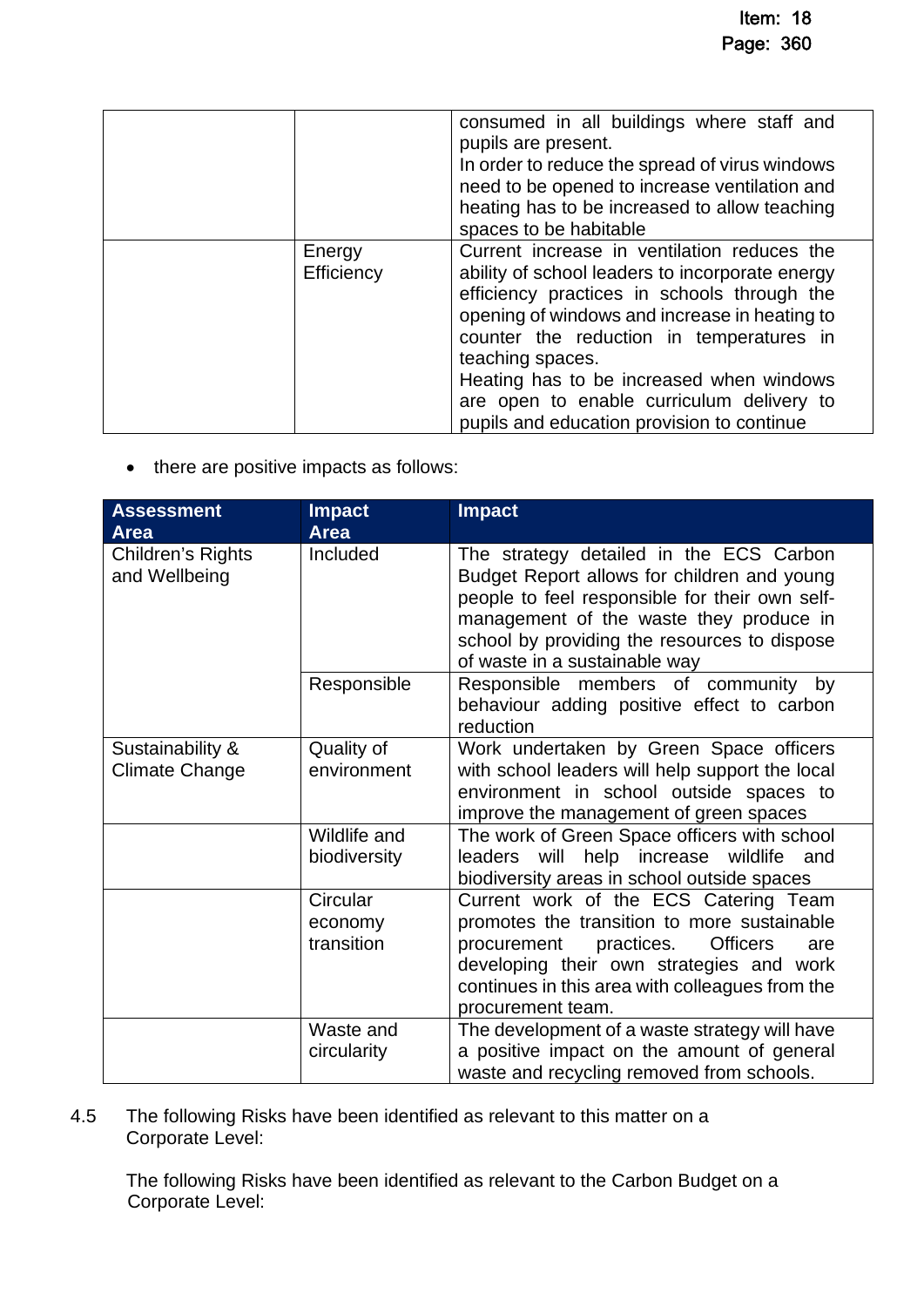| | | |
|---|---|---|
| | | consumed in all buildings where staff and pupils are present.<br>In order to reduce the spread of virus windows need to be opened to increase ventilation and heating has to be increased to allow teaching spaces to be habitable |
| | Energy Efficiency | Current increase in ventilation reduces the ability of school leaders to incorporate energy efficiency practices in schools through the opening of windows and increase in heating to counter the reduction in temperatures in teaching spaces.<br>Heating has to be increased when windows are open to enable curriculum delivery to pupils and education provision to continue |

- there are positive impacts as follows:

| Assessment Area | Impact Area | Impact |
|---|---|---|
| Children's Rights and Wellbeing | Included | The strategy detailed in the ECS Carbon Budget Report allows for children and young people to feel responsible for their own self-management of the waste they produce in school by providing the resources to dispose of waste in a sustainable way |
| | Responsible | Responsible members of community by behaviour adding positive effect to carbon reduction |
| Sustainability & Climate Change | Quality of environment | Work undertaken by Green Space officers with school leaders will help support the local environment in school outside spaces to improve the management of green spaces |
| | Wildlife and biodiversity | The work of Green Space officers with school leaders will help increase wildlife and biodiversity areas in school outside spaces |
| | Circular economy transition | Current work of the ECS Catering Team promotes the transition to more sustainable procurement practices. Officers are developing their own strategies and work continues in this area with colleagues from the procurement team. |
| | Waste and circularity | The development of a waste strategy will have a positive impact on the amount of general waste and recycling removed from schools. |

4.5 The following Risks have been identified as relevant to this matter on a Corporate Level:

The following Risks have been identified as relevant to the Carbon Budget on a Corporate Level: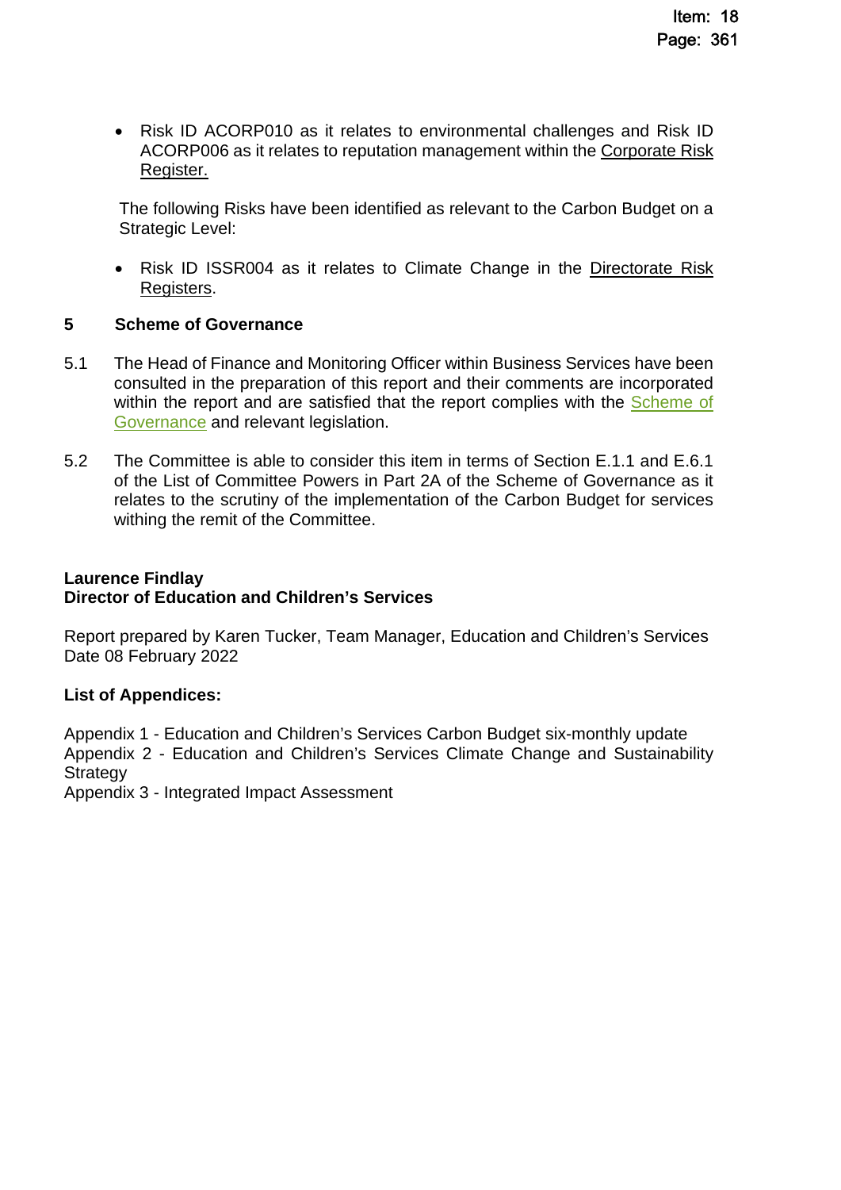- Risk ID ACORP010 as it relates to environmental challenges and Risk ID ACORP006 as it relates to reputation management within the Corporate Risk Register.

The following Risks have been identified as relevant to the Carbon Budget on a Strategic Level:

- Risk ID ISSR004 as it relates to Climate Change in the Directorate Risk Registers.

## 5 Scheme of Governance

5.1 The Head of Finance and Monitoring Officer within Business Services have been consulted in the preparation of this report and their comments are incorporated within the report and are satisfied that the report complies with the Scheme of Governance and relevant legislation.

5.2 The Committee is able to consider this item in terms of Section E.1.1 and E.6.1 of the List of Committee Powers in Part 2A of the Scheme of Governance as it relates to the scrutiny of the implementation of the Carbon Budget for services withing the remit of the Committee.

**Laurence Findlay**
**Director of Education and Children's Services**

Report prepared by Karen Tucker, Team Manager, Education and Children's Services
Date 08 February 2022

**List of Appendices:**

Appendix 1 - Education and Children's Services Carbon Budget six-monthly update
Appendix 2 - Education and Children's Services Climate Change and Sustainability Strategy
Appendix 3 - Integrated Impact Assessment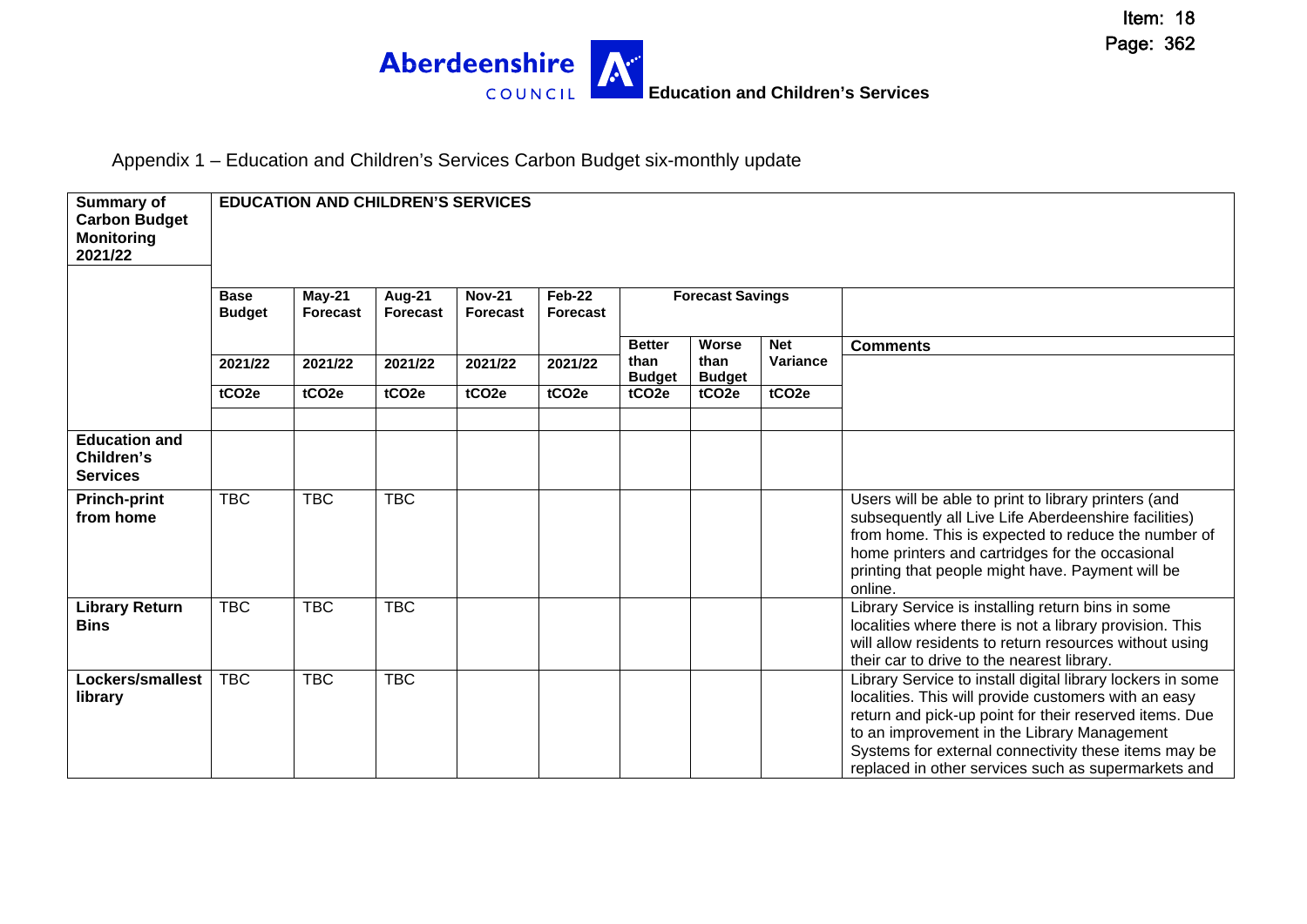Education and Children's Services

Appendix 1 – Education and Children's Services Carbon Budget six-monthly update

| Summary of Carbon Budget Monitoring 2021/22 | EDUCATION AND CHILDREN'S SERVICES | | | | | | | | |
|---|---|---|---|---|---|---|---|---|---|
| | Base Budget | May-21 Forecast | Aug-21 Forecast | Nov-21 Forecast | Feb-22 Forecast | Forecast Savings | | | |
| | | | | | | Better than Budget | Worse than Budget | Net Variance | Comments |
| | 2021/22 | 2021/22 | 2021/22 | 2021/22 | 2021/22 | | | | |
| | tCO2e | tCO2e | tCO2e | tCO2e | tCO2e | tCO2e | tCO2e | tCO2e | |
| **Education and Children's Services** | | | | | | | | | |
| **Princh-print from home** | TBC | TBC | TBC | | | | | | Users will be able to print to library printers (and subsequently all Live Life Aberdeenshire facilities) from home. This is expected to reduce the number of home printers and cartridges for the occasional printing that people might have. Payment will be online. |
| **Library Return Bins** | TBC | TBC | TBC | | | | | | Library Service is installing return bins in some localities where there is not a library provision. This will allow residents to return resources without using their car to drive to the nearest library. |
| **Lockers/smallest library** | TBC | TBC | TBC | | | | | | Library Service to install digital library lockers in some localities. This will provide customers with an easy return and pick-up point for their reserved items. Due to an improvement in the Library Management Systems for external connectivity these items may be replaced in other services such as supermarkets and |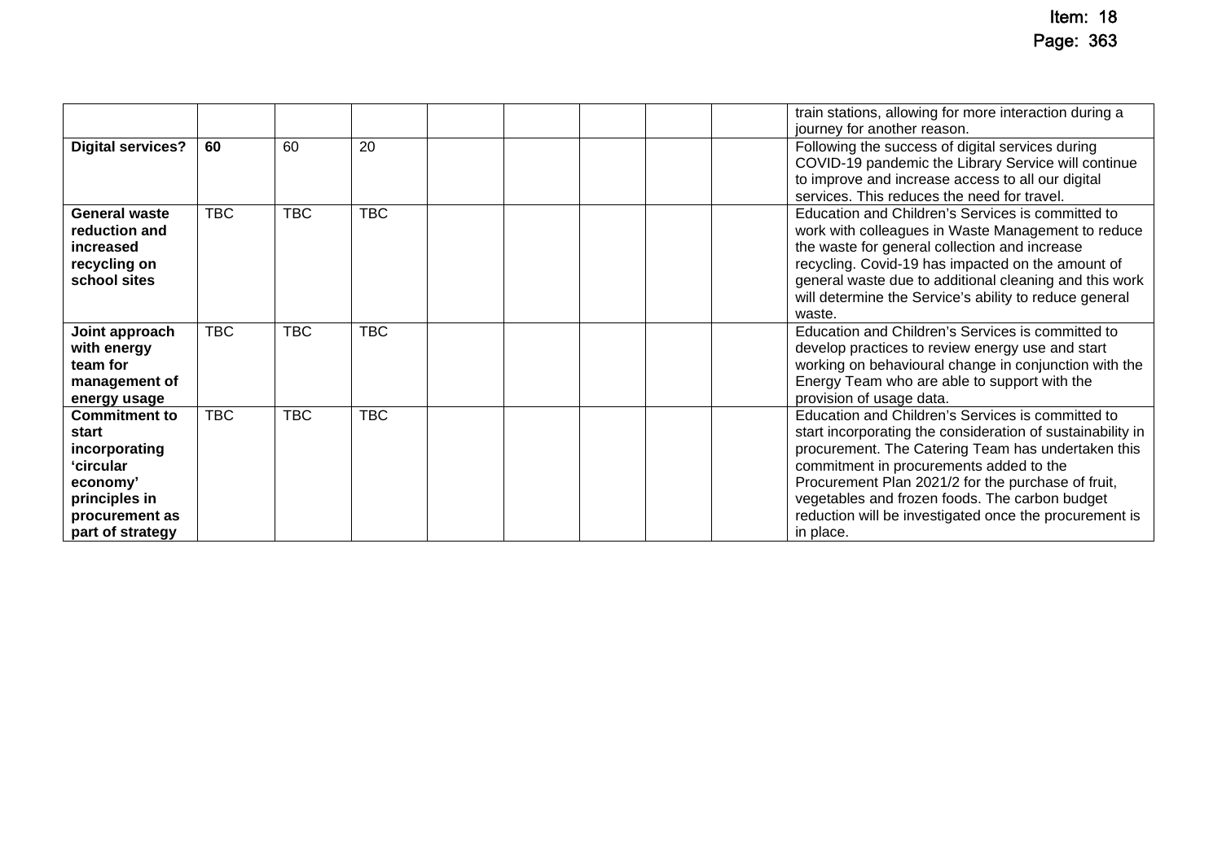| | | | | | | | | | |
|---|---|---|---|---|---|---|---|---|---|
| | | | | | | | | | train stations, allowing for more interaction during a journey for another reason. |
| **Digital services?** | **60** | 60 | 20 | | | | | | Following the success of digital services during COVID-19 pandemic the Library Service will continue to improve and increase access to all our digital services. This reduces the need for travel. |
| **General waste reduction and increased recycling on school sites** | TBC | TBC | TBC | | | | | | Education and Children's Services is committed to work with colleagues in Waste Management to reduce the waste for general collection and increase recycling. Covid-19 has impacted on the amount of general waste due to additional cleaning and this work will determine the Service's ability to reduce general waste. |
| **Joint approach with energy team for management of energy usage** | TBC | TBC | TBC | | | | | | Education and Children's Services is committed to develop practices to review energy use and start working on behavioural change in conjunction with the Energy Team who are able to support with the provision of usage data. |
| **Commitment to start incorporating 'circular economy' principles in procurement as part of strategy** | TBC | TBC | TBC | | | | | | Education and Children's Services is committed to start incorporating the consideration of sustainability in procurement. The Catering Team has undertaken this commitment in procurements added to the Procurement Plan 2021/2 for the purchase of fruit, vegetables and frozen foods. The carbon budget reduction will be investigated once the procurement is in place. |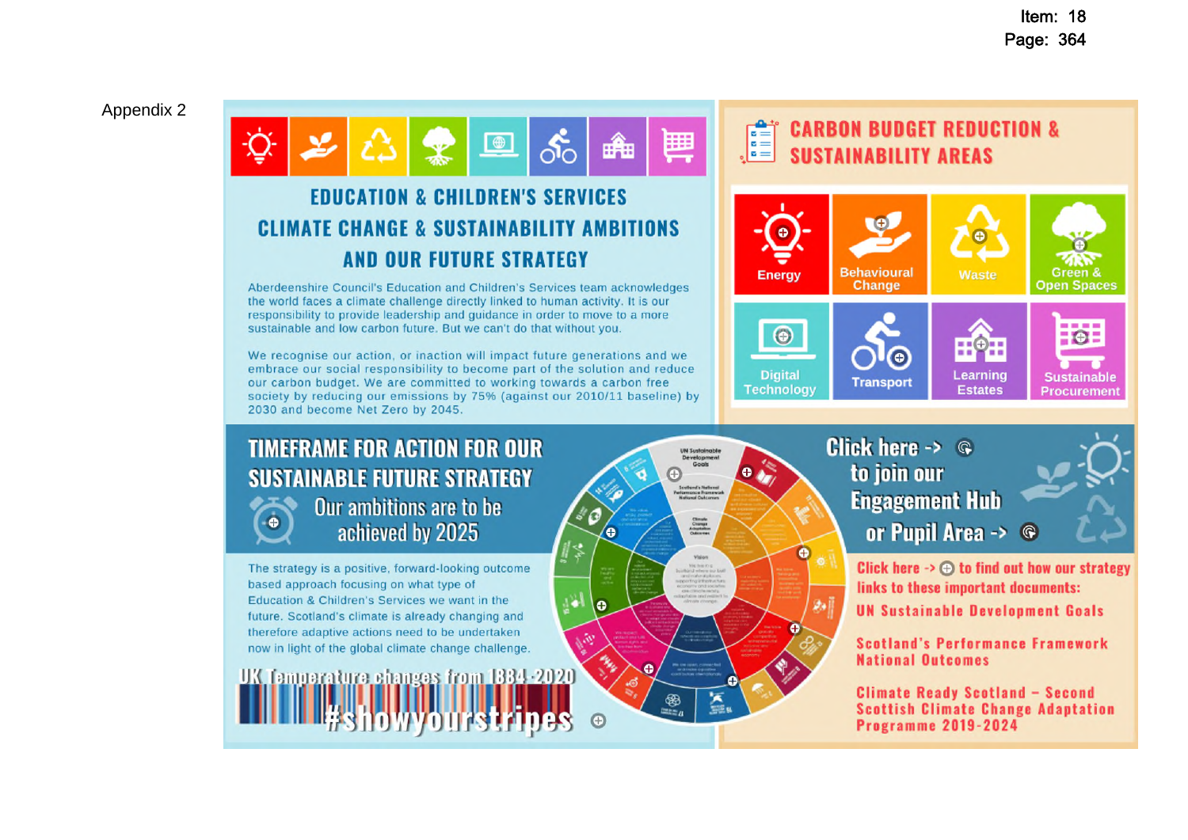Appendix 2

## EDUCATION & CHILDREN'S SERVICES CLIMATE CHANGE & SUSTAINABILITY AMBITIONS AND OUR FUTURE STRATEGY

Aberdeenshire Council's Education and Children's Services team acknowledges the world faces a climate challenge directly linked to human activity. It is our responsibility to provide leadership and guidance in order to move to a more sustainable and low carbon future. But we can't do that without you.

We recognise our action, or inaction will impact future generations and we embrace our social responsibility to become part of the solution and reduce our carbon budget. We are committed to working towards a carbon free society by reducing our emissions by 75% (against our 2010/11 baseline) by 2030 and become Net Zero by 2045.

## CARBON BUDGET REDUCTION & SUSTAINABILITY AREAS

- Energy
- Behavioural Change
- Waste
- Green & Open Spaces
- Digital Technology
- Transport
- Learning Estates
- Sustainable Procurement

## TIMEFRAME FOR ACTION FOR OUR SUSTAINABLE FUTURE STRATEGY

Our ambitions are to be achieved by 2025

The strategy is a positive, forward-looking outcome based approach focusing on what type of Education & Children's Services we want in the future. Scotland's climate is already changing and therefore adaptive actions need to be undertaken now in light of the global climate change challenge.

UK Temperature changes from 1884-2020

#showyourstripes

Click here -> to join our Engagement Hub or Pupil Area ->

Click here -> to find out how our strategy links to these important documents:

UN Sustainable Development Goals

Scotland's Performance Framework National Outcomes

Climate Ready Scotland – Second Scottish Climate Change Adaptation Programme 2019-2024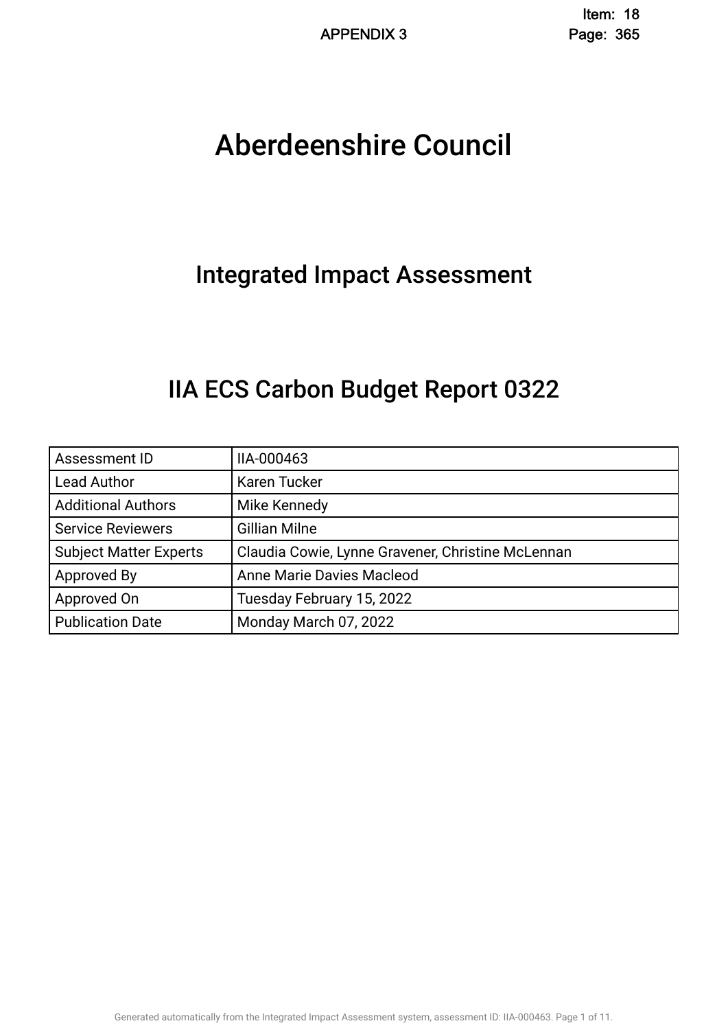APPENDIX 3

# Aberdeenshire Council

## Integrated Impact Assessment

## IIA ECS Carbon Budget Report 0322

| Assessment ID | IIA-000463 |
|---|---|
| Lead Author | Karen Tucker |
| Additional Authors | Mike Kennedy |
| Service Reviewers | Gillian Milne |
| Subject Matter Experts | Claudia Cowie, Lynne Gravener, Christine McLennan |
| Approved By | Anne Marie Davies Macleod |
| Approved On | Tuesday February 15, 2022 |
| Publication Date | Monday March 07, 2022 |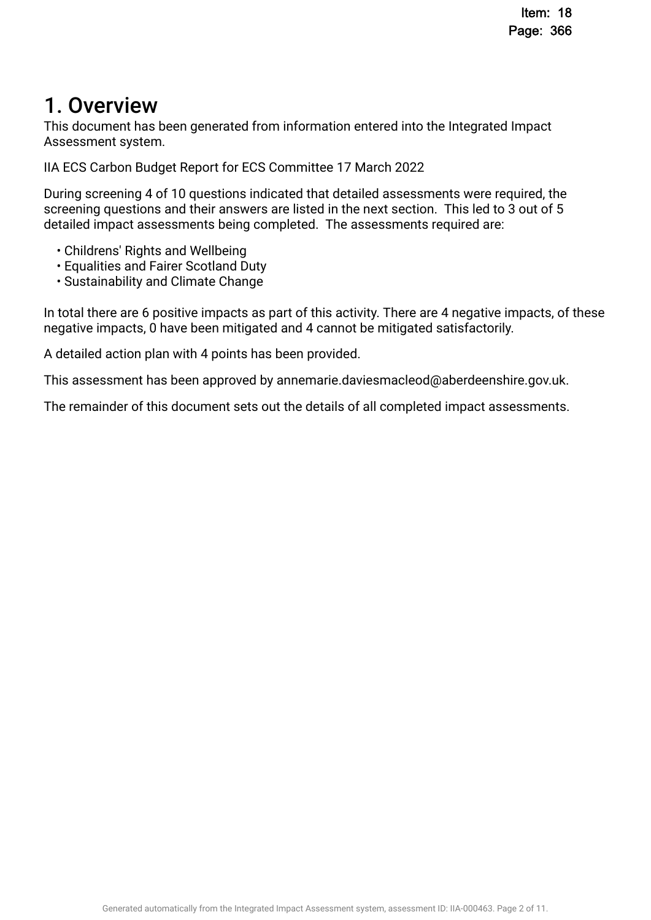# 1. Overview

This document has been generated from information entered into the Integrated Impact Assessment system.

IIA ECS Carbon Budget Report for ECS Committee 17 March 2022

During screening 4 of 10 questions indicated that detailed assessments were required, the screening questions and their answers are listed in the next section. This led to 3 out of 5 detailed impact assessments being completed. The assessments required are:

- Childrens' Rights and Wellbeing
- Equalities and Fairer Scotland Duty
- Sustainability and Climate Change

In total there are 6 positive impacts as part of this activity. There are 4 negative impacts, of these negative impacts, 0 have been mitigated and 4 cannot be mitigated satisfactorily.

A detailed action plan with 4 points has been provided.

This assessment has been approved by annemarie.daviesmacleod@aberdeenshire.gov.uk.

The remainder of this document sets out the details of all completed impact assessments.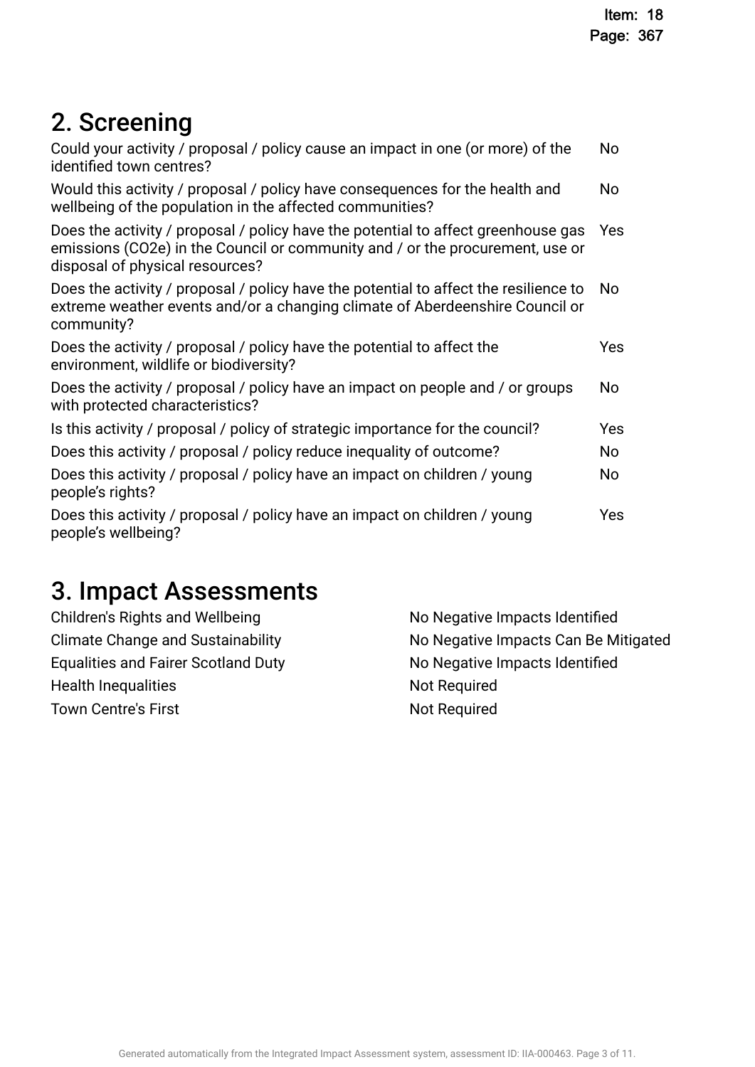## 2. Screening

| | |
|---|---|
| Could your activity / proposal / policy cause an impact in one (or more) of the identified town centres? | No |
| Would this activity / proposal / policy have consequences for the health and wellbeing of the population in the affected communities? | No |
| Does the activity / proposal / policy have the potential to affect greenhouse gas emissions (CO2e) in the Council or community and / or the procurement, use or disposal of physical resources? | Yes |
| Does the activity / proposal / policy have the potential to affect the resilience to extreme weather events and/or a changing climate of Aberdeenshire Council or community? | No |
| Does the activity / proposal / policy have the potential to affect the environment, wildlife or biodiversity? | Yes |
| Does the activity / proposal / policy have an impact on people and / or groups with protected characteristics? | No |
| Is this activity / proposal / policy of strategic importance for the council? | Yes |
| Does this activity / proposal / policy reduce inequality of outcome? | No |
| Does this activity / proposal / policy have an impact on children / young people's rights? | No |
| Does this activity / proposal / policy have an impact on children / young people's wellbeing? | Yes |

## 3. Impact Assessments

| | |
|---|---|
| Children's Rights and Wellbeing | No Negative Impacts Identified |
| Climate Change and Sustainability | No Negative Impacts Can Be Mitigated |
| Equalities and Fairer Scotland Duty | No Negative Impacts Identified |
| Health Inequalities | Not Required |
| Town Centre's First | Not Required |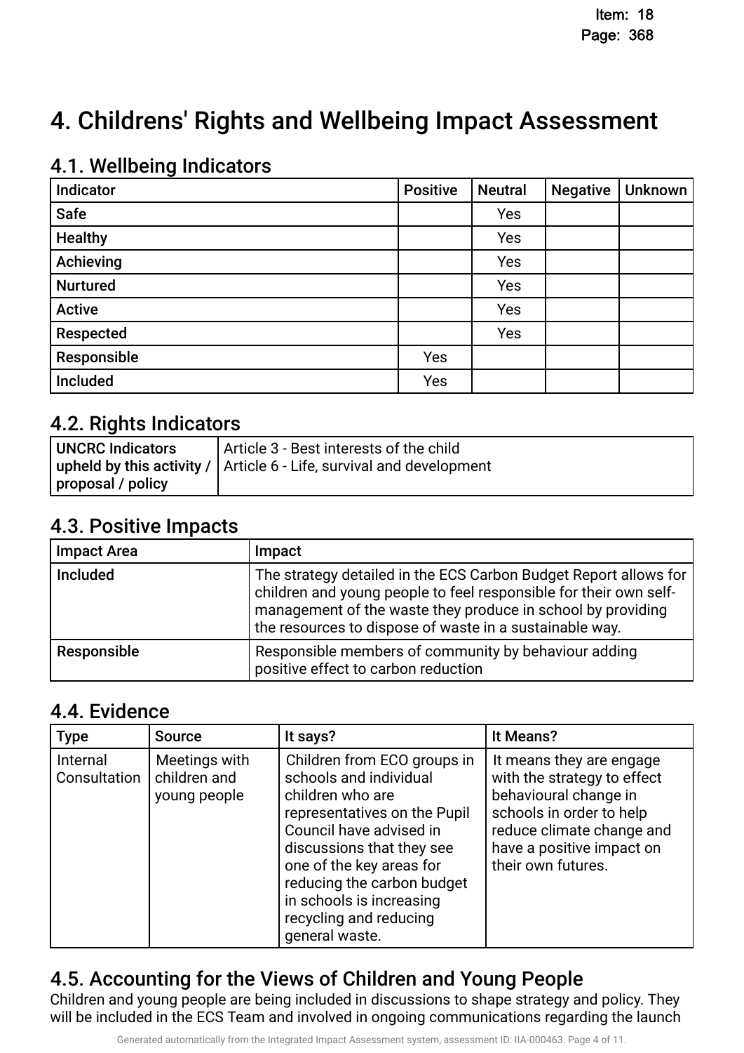# 4. Childrens' Rights and Wellbeing Impact Assessment

## 4.1. Wellbeing Indicators

| Indicator | Positive | Neutral | Negative | Unknown |
|---|---|---|---|---|
| Safe | | Yes | | |
| Healthy | | Yes | | |
| Achieving | | Yes | | |
| Nurtured | | Yes | | |
| Active | | Yes | | |
| Respected | | Yes | | |
| Responsible | Yes | | | |
| Included | Yes | | | |

## 4.2. Rights Indicators

| | |
|---|---|
| **UNCRC Indicators upheld by this activity / proposal / policy** | Article 3 - Best interests of the child<br>Article 6 - Life, survival and development |

## 4.3. Positive Impacts

| Impact Area | Impact |
|---|---|
| **Included** | The strategy detailed in the ECS Carbon Budget Report allows for children and young people to feel responsible for their own self-management of the waste they produce in school by providing the resources to dispose of waste in a sustainable way. |
| **Responsible** | Responsible members of community by behaviour adding positive effect to carbon reduction |

## 4.4. Evidence

| Type | Source | It says? | It Means? |
|---|---|---|---|
| Internal Consultation | Meetings with children and young people | Children from ECO groups in schools and individual children who are representatives on the Pupil Council have advised in discussions that they see one of the key areas for reducing the carbon budget in schools is increasing recycling and reducing general waste. | It means they are engage with the strategy to effect behavioural change in schools in order to help reduce climate change and have a positive impact on their own futures. |

## 4.5. Accounting for the Views of Children and Young People

Children and young people are being included in discussions to shape strategy and policy. They will be included in the ECS Team and involved in ongoing communications regarding the launch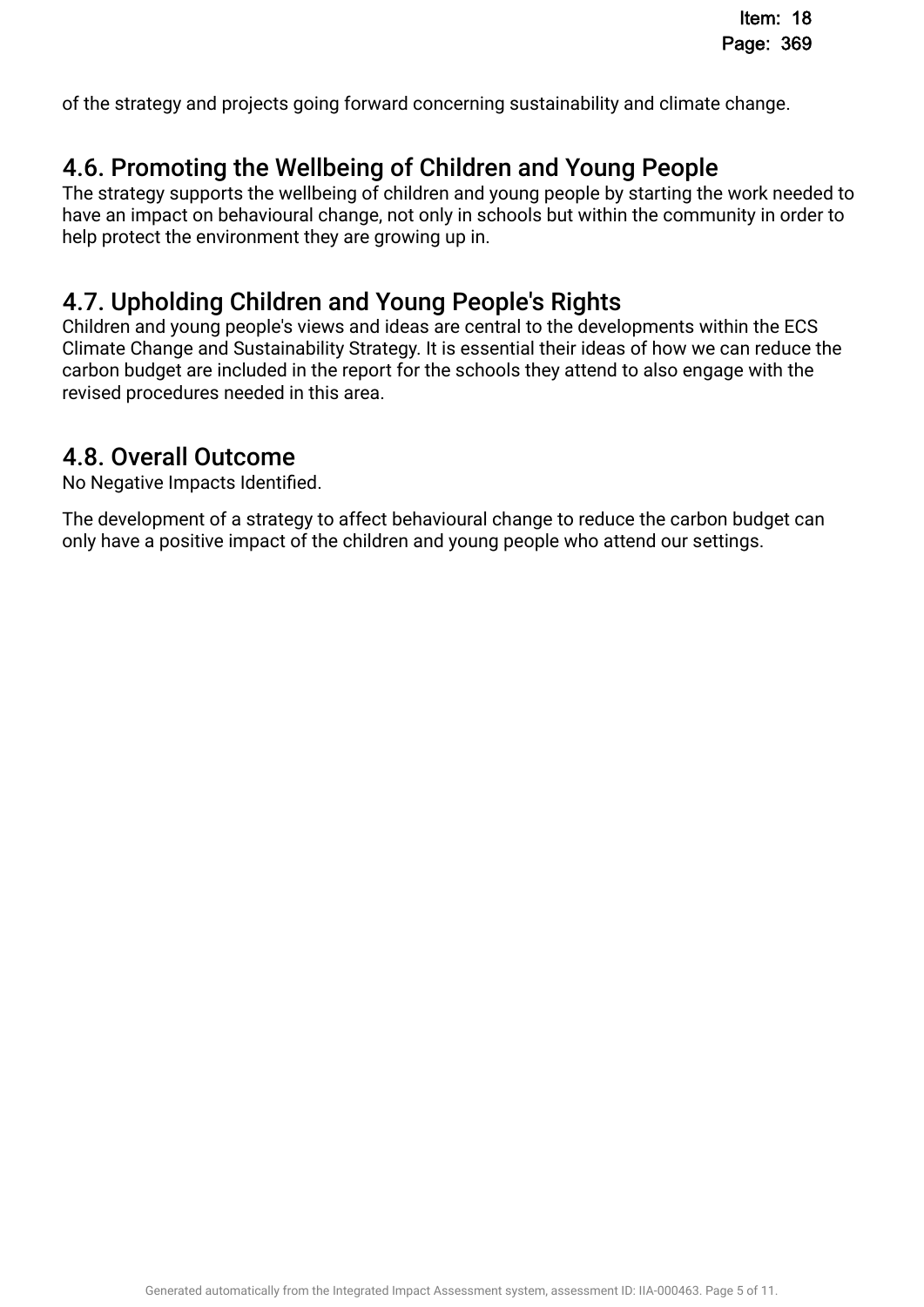of the strategy and projects going forward concerning sustainability and climate change.

## 4.6. Promoting the Wellbeing of Children and Young People

The strategy supports the wellbeing of children and young people by starting the work needed to have an impact on behavioural change, not only in schools but within the community in order to help protect the environment they are growing up in.

## 4.7. Upholding Children and Young People's Rights

Children and young people's views and ideas are central to the developments within the ECS Climate Change and Sustainability Strategy. It is essential their ideas of how we can reduce the carbon budget are included in the report for the schools they attend to also engage with the revised procedures needed in this area.

## 4.8. Overall Outcome

No Negative Impacts Identified.

The development of a strategy to affect behavioural change to reduce the carbon budget can only have a positive impact of the children and young people who attend our settings.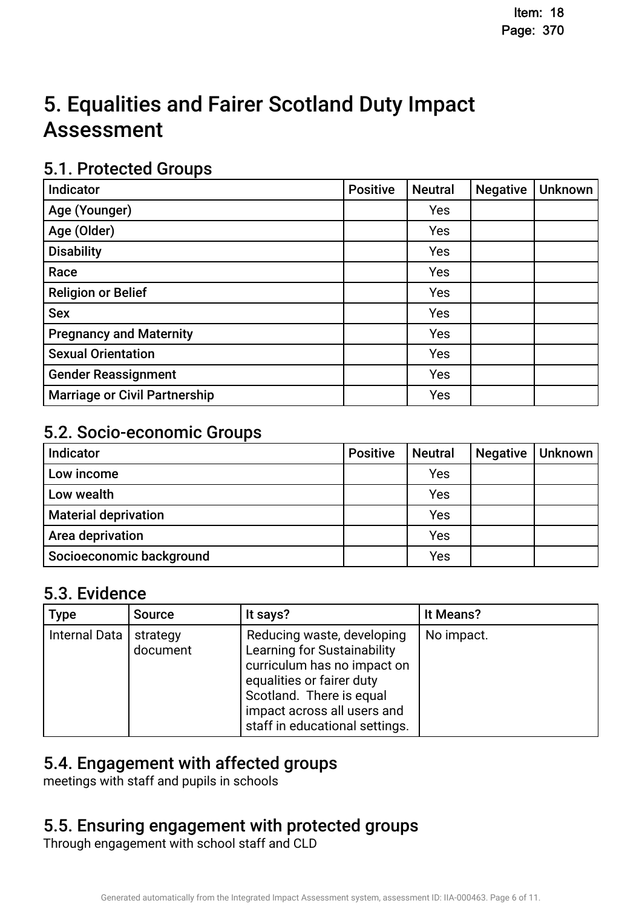# 5. Equalities and Fairer Scotland Duty Impact Assessment

## 5.1. Protected Groups

| Indicator | Positive | Neutral | Negative | Unknown |
|---|---|---|---|---|
| Age (Younger) | | Yes | | |
| Age (Older) | | Yes | | |
| Disability | | Yes | | |
| Race | | Yes | | |
| Religion or Belief | | Yes | | |
| Sex | | Yes | | |
| Pregnancy and Maternity | | Yes | | |
| Sexual Orientation | | Yes | | |
| Gender Reassignment | | Yes | | |
| Marriage or Civil Partnership | | Yes | | |

## 5.2. Socio-economic Groups

| Indicator | Positive | Neutral | Negative | Unknown |
|---|---|---|---|---|
| Low income | | Yes | | |
| Low wealth | | Yes | | |
| Material deprivation | | Yes | | |
| Area deprivation | | Yes | | |
| Socioeconomic background | | Yes | | |

## 5.3. Evidence

| Type | Source | It says? | It Means? |
|---|---|---|---|
| Internal Data | strategy document | Reducing waste, developing Learning for Sustainability curriculum has no impact on equalities or fairer duty Scotland. There is equal impact across all users and staff in educational settings. | No impact. |

## 5.4. Engagement with affected groups

meetings with staff and pupils in schools

## 5.5. Ensuring engagement with protected groups

Through engagement with school staff and CLD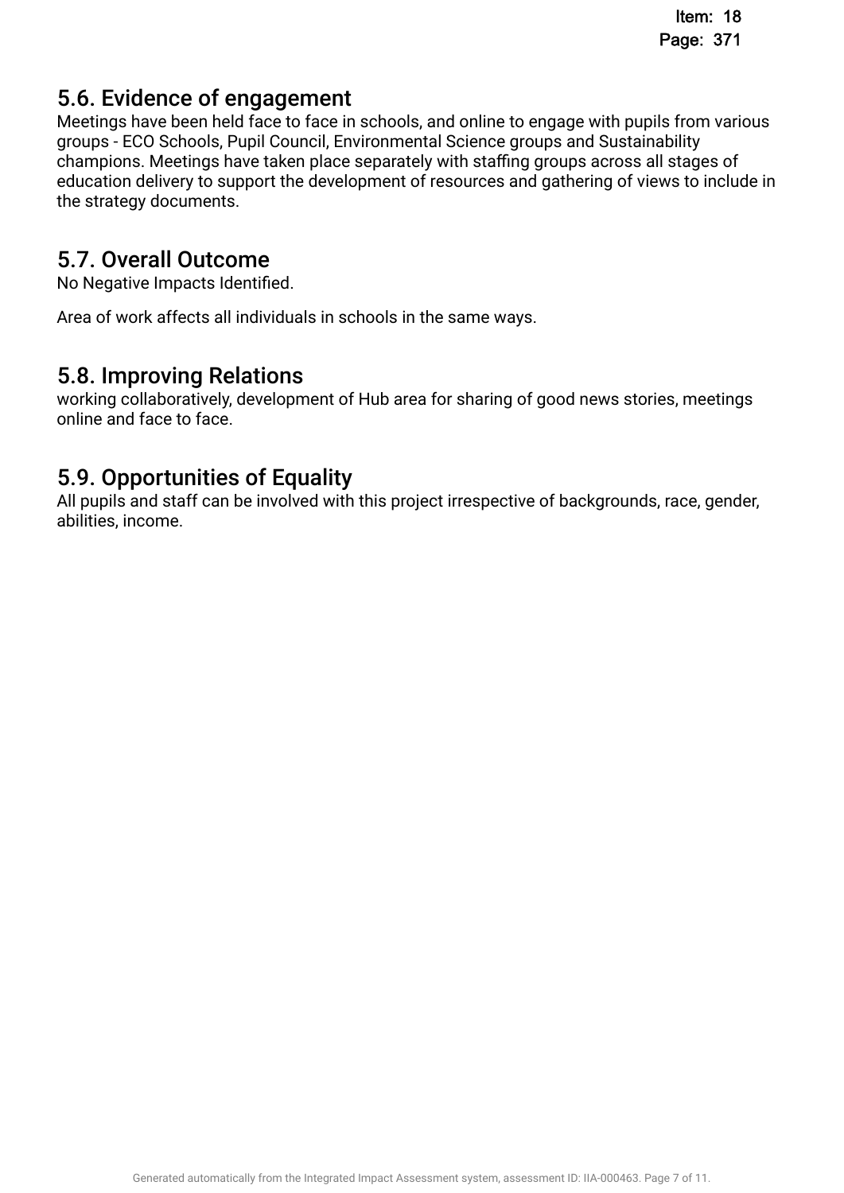## 5.6. Evidence of engagement

Meetings have been held face to face in schools, and online to engage with pupils from various groups - ECO Schools, Pupil Council, Environmental Science groups and Sustainability champions. Meetings have taken place separately with staffing groups across all stages of education delivery to support the development of resources and gathering of views to include in the strategy documents.

## 5.7. Overall Outcome

No Negative Impacts Identified.

Area of work affects all individuals in schools in the same ways.

## 5.8. Improving Relations

working collaboratively, development of Hub area for sharing of good news stories, meetings online and face to face.

## 5.9. Opportunities of Equality

All pupils and staff can be involved with this project irrespective of backgrounds, race, gender, abilities, income.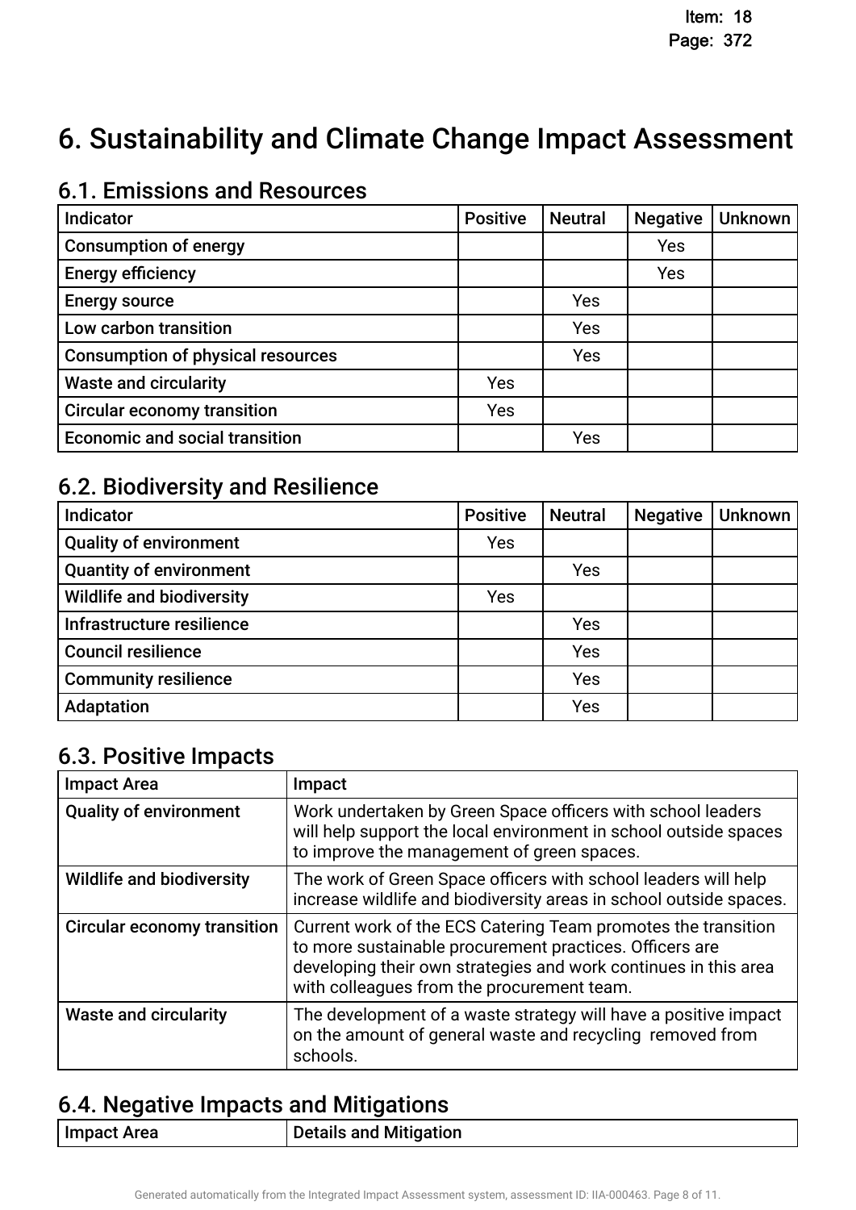# 6. Sustainability and Climate Change Impact Assessment

## 6.1. Emissions and Resources

| Indicator | Positive | Neutral | Negative | Unknown |
|---|---|---|---|---|
| Consumption of energy | | | Yes | |
| Energy efficiency | | | Yes | |
| Energy source | | Yes | | |
| Low carbon transition | | Yes | | |
| Consumption of physical resources | | Yes | | |
| Waste and circularity | Yes | | | |
| Circular economy transition | Yes | | | |
| Economic and social transition | | Yes | | |

## 6.2. Biodiversity and Resilience

| Indicator | Positive | Neutral | Negative | Unknown |
|---|---|---|---|---|
| Quality of environment | Yes | | | |
| Quantity of environment | | Yes | | |
| Wildlife and biodiversity | Yes | | | |
| Infrastructure resilience | | Yes | | |
| Council resilience | | Yes | | |
| Community resilience | | Yes | | |
| Adaptation | | Yes | | |

## 6.3. Positive Impacts

| Impact Area | Impact |
|---|---|
| Quality of environment | Work undertaken by Green Space officers with school leaders will help support the local environment in school outside spaces to improve the management of green spaces. |
| Wildlife and biodiversity | The work of Green Space officers with school leaders will help increase wildlife and biodiversity areas in school outside spaces. |
| Circular economy transition | Current work of the ECS Catering Team promotes the transition to more sustainable procurement practices. Officers are developing their own strategies and work continues in this area with colleagues from the procurement team. |
| Waste and circularity | The development of a waste strategy will have a positive impact on the amount of general waste and recycling removed from schools. |

## 6.4. Negative Impacts and Mitigations

| Impact Area | Details and Mitigation |
|---|---|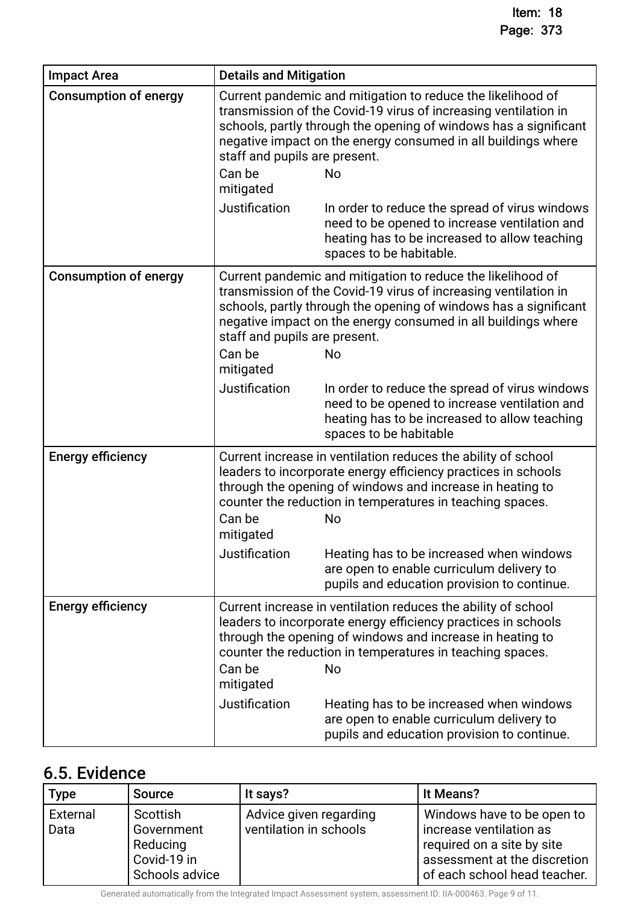| Impact Area | Details and Mitigation | |
|---|---|---|
| Consumption of energy | Current pandemic and mitigation to reduce the likelihood of transmission of the Covid-19 virus of increasing ventilation in schools, partly through the opening of windows has a significant negative impact on the energy consumed in all buildings where staff and pupils are present. | |
| | Can be mitigated | No |
| | Justification | In order to reduce the spread of virus windows need to be opened to increase ventilation and heating has to be increased to allow teaching spaces to be habitable. |
| Consumption of energy | Current pandemic and mitigation to reduce the likelihood of transmission of the Covid-19 virus of increasing ventilation in schools, partly through the opening of windows has a significant negative impact on the energy consumed in all buildings where staff and pupils are present. | |
| | Can be mitigated | No |
| | Justification | In order to reduce the spread of virus windows need to be opened to increase ventilation and heating has to be increased to allow teaching spaces to be habitable |
| Energy efficiency | Current increase in ventilation reduces the ability of school leaders to incorporate energy efficiency practices in schools through the opening of windows and increase in heating to counter the reduction in temperatures in teaching spaces. | |
| | Can be mitigated | No |
| | Justification | Heating has to be increased when windows are open to enable curriculum delivery to pupils and education provision to continue. |
| Energy efficiency | Current increase in ventilation reduces the ability of school leaders to incorporate energy efficiency practices in schools through the opening of windows and increase in heating to counter the reduction in temperatures in teaching spaces. | |
| | Can be mitigated | No |
| | Justification | Heating has to be increased when windows are open to enable curriculum delivery to pupils and education provision to continue. |

## 6.5. Evidence

| Type | Source | It says? | It Means? |
|---|---|---|---|
| External Data | Scottish Government Reducing Covid-19 in Schools advice | Advice given regarding ventilation in schools | Windows have to be open to increase ventilation as required on a site by site assessment at the discretion of each school head teacher. |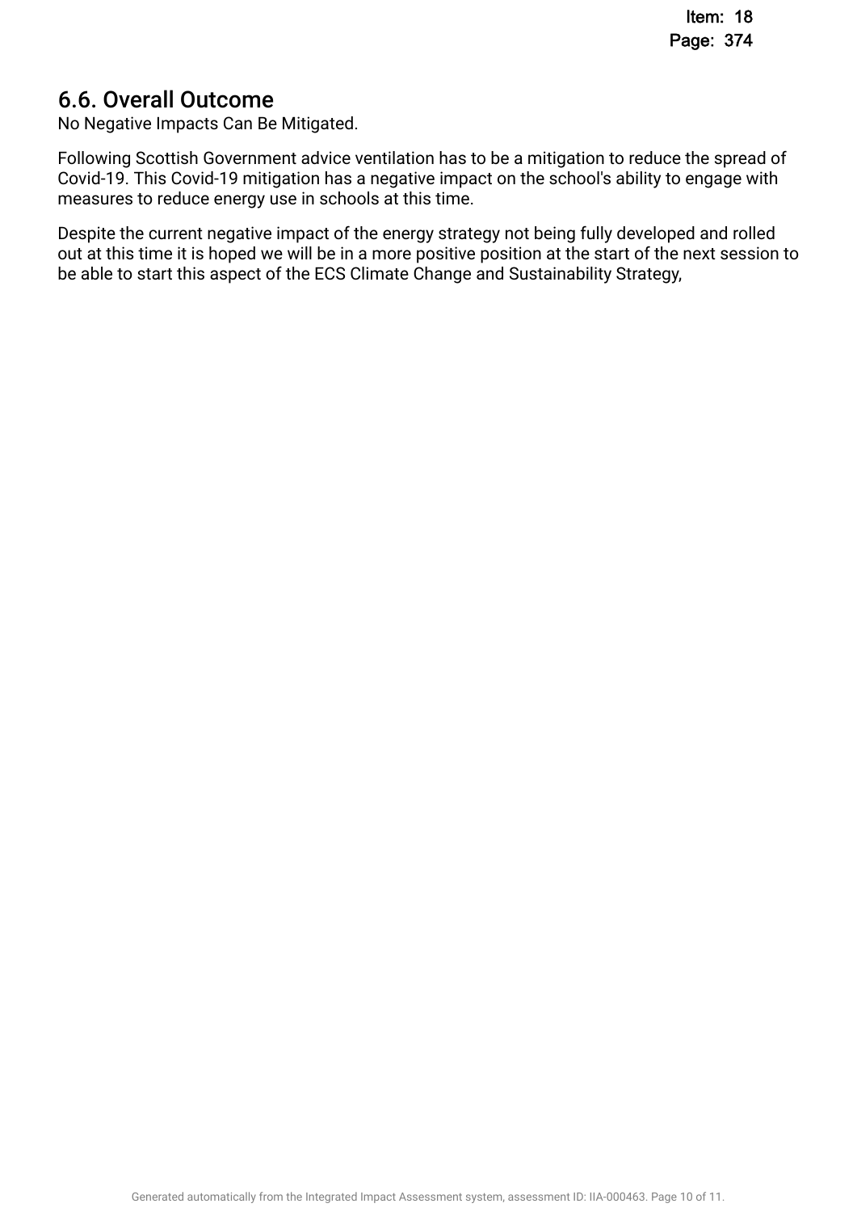## 6.6. Overall Outcome

No Negative Impacts Can Be Mitigated.

Following Scottish Government advice ventilation has to be a mitigation to reduce the spread of Covid-19. This Covid-19 mitigation has a negative impact on the school's ability to engage with measures to reduce energy use in schools at this time.

Despite the current negative impact of the energy strategy not being fully developed and rolled out at this time it is hoped we will be in a more positive position at the start of the next session to be able to start this aspect of the ECS Climate Change and Sustainability Strategy,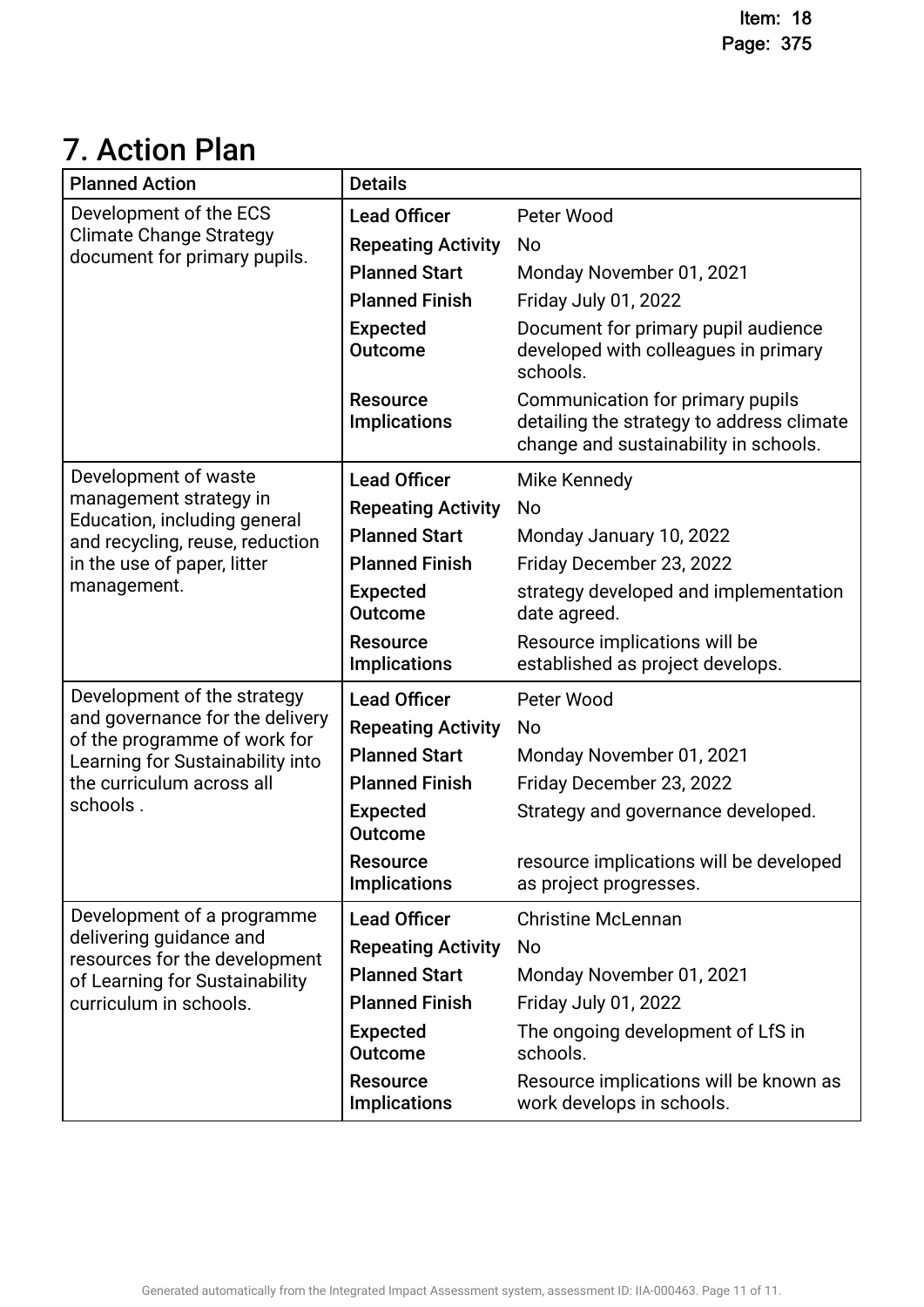# 7. Action Plan

| Planned Action | Details | |
|---|---|---|
| Development of the ECS Climate Change Strategy document for primary pupils. | **Lead Officer** | Peter Wood |
| | **Repeating Activity** | No |
| | **Planned Start** | Monday November 01, 2021 |
| | **Planned Finish** | Friday July 01, 2022 |
| | **Expected Outcome** | Document for primary pupil audience developed with colleagues in primary schools. |
| | **Resource Implications** | Communication for primary pupils detailing the strategy to address climate change and sustainability in schools. |
| Development of waste management strategy in Education, including general and recycling, reuse, reduction in the use of paper, litter management. | **Lead Officer** | Mike Kennedy |
| | **Repeating Activity** | No |
| | **Planned Start** | Monday January 10, 2022 |
| | **Planned Finish** | Friday December 23, 2022 |
| | **Expected Outcome** | strategy developed and implementation date agreed. |
| | **Resource Implications** | Resource implications will be established as project develops. |
| Development of the strategy and governance for the delivery of the programme of work for Learning for Sustainability into the curriculum across all schools . | **Lead Officer** | Peter Wood |
| | **Repeating Activity** | No |
| | **Planned Start** | Monday November 01, 2021 |
| | **Planned Finish** | Friday December 23, 2022 |
| | **Expected Outcome** | Strategy and governance developed. |
| | **Resource Implications** | resource implications will be developed as project progresses. |
| Development of a programme delivering guidance and resources for the development of Learning for Sustainability curriculum in schools. | **Lead Officer** | Christine McLennan |
| | **Repeating Activity** | No |
| | **Planned Start** | Monday November 01, 2021 |
| | **Planned Finish** | Friday July 01, 2022 |
| | **Expected Outcome** | The ongoing development of LfS in schools. |
| | **Resource Implications** | Resource implications will be known as work develops in schools. |